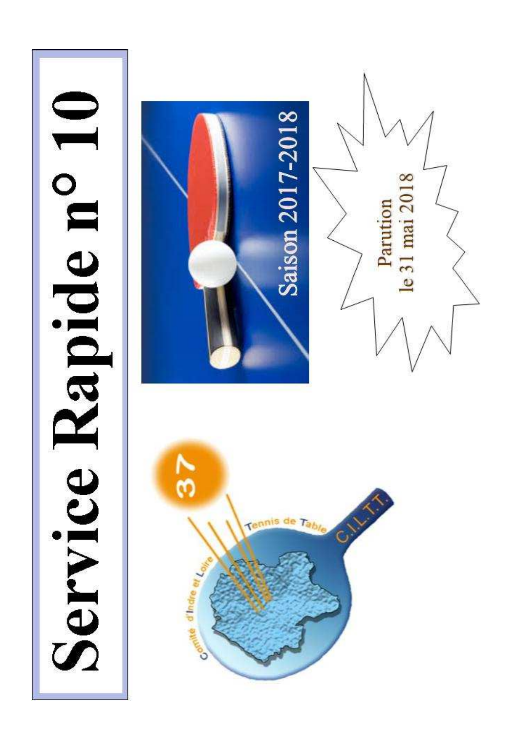# Service Rapide n° 10

Saison 2017-2018

Parution le 31 mai 2018

Comité d'Indre et Loire Tennis de Table

C.I.L.T.T.

37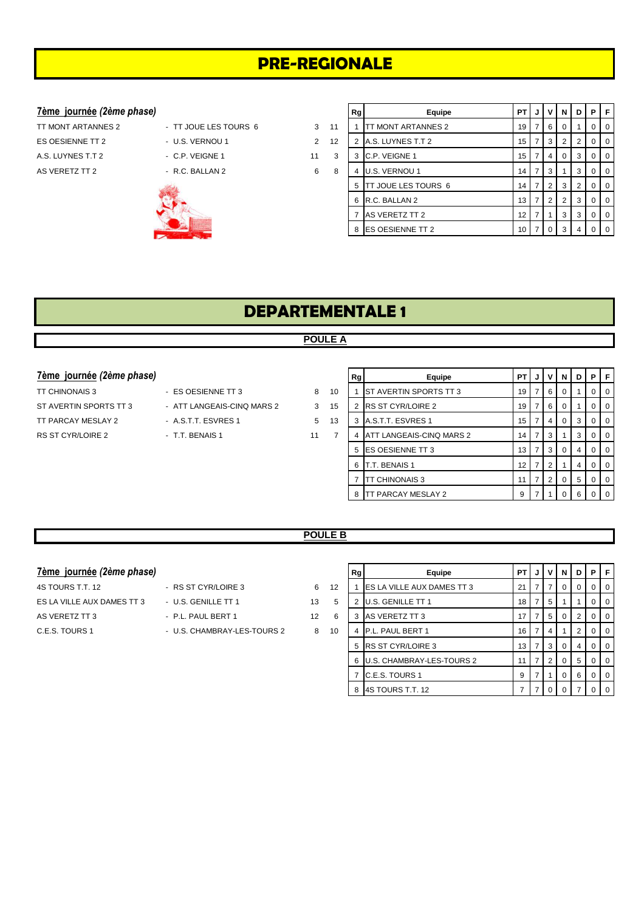# PRE-REGIONALE

**7ème journée** *(2ème phase)*

| | | | |
|---|---|---|---|
| TT MONT ARTANNES 2 | - TT JOUE LES TOURS 6 | 3 | 11 |
| ES OESIENNE TT 2 | - U.S. VERNOU 1 | 2 | 12 |
| A.S. LUYNES T.T 2 | - C.P. VEIGNE 1 | 11 | 3 |
| AS VERETZ TT 2 | - R.C. BALLAN 2 | 6 | 8 |

| Rg | Equipe | PT | J | V | N | D | P | F |
|---|---|---|---|---|---|---|---|---|
| 1 | TT MONT ARTANNES 2 | 19 | 7 | 6 | 0 | 1 | 0 | 0 |
| 2 | A.S. LUYNES T.T 2 | 15 | 7 | 3 | 2 | 2 | 0 | 0 |
| 3 | C.P. VEIGNE 1 | 15 | 7 | 4 | 0 | 3 | 0 | 0 |
| 4 | U.S. VERNOU 1 | 14 | 7 | 3 | 1 | 3 | 0 | 0 |
| 5 | TT JOUE LES TOURS 6 | 14 | 7 | 2 | 3 | 2 | 0 | 0 |
| 6 | R.C. BALLAN 2 | 13 | 7 | 2 | 2 | 3 | 0 | 0 |
| 7 | AS VERETZ TT 2 | 12 | 7 | 1 | 3 | 3 | 0 | 0 |
| 8 | ES OESIENNE TT 2 | 10 | 7 | 0 | 3 | 4 | 0 | 0 |

# DEPARTEMENTALE 1

## POULE A

**7ème journée** *(2ème phase)*

| | | | |
|---|---|---|---|
| TT CHINONAIS 3 | - ES OESIENNE TT 3 | 8 | 10 |
| ST AVERTIN SPORTS TT 3 | - ATT LANGEAIS-CINQ MARS 2 | 3 | 15 |
| TT PARCAY MESLAY 2 | - A.S.T.T. ESVRES 1 | 5 | 13 |
| RS ST CYR/LOIRE 2 | - T.T. BENAIS 1 | 11 | 7 |

| Rg | Equipe | PT | J | V | N | D | P | F |
|---|---|---|---|---|---|---|---|---|
| 1 | ST AVERTIN SPORTS TT 3 | 19 | 7 | 6 | 0 | 1 | 0 | 0 |
| 2 | RS ST CYR/LOIRE 2 | 19 | 7 | 6 | 0 | 1 | 0 | 0 |
| 3 | A.S.T.T. ESVRES 1 | 15 | 7 | 4 | 0 | 3 | 0 | 0 |
| 4 | ATT LANGEAIS-CINQ MARS 2 | 14 | 7 | 3 | 1 | 3 | 0 | 0 |
| 5 | ES OESIENNE TT 3 | 13 | 7 | 3 | 0 | 4 | 0 | 0 |
| 6 | T.T. BENAIS 1 | 12 | 7 | 2 | 1 | 4 | 0 | 0 |
| 7 | TT CHINONAIS 3 | 11 | 7 | 2 | 0 | 5 | 0 | 0 |
| 8 | TT PARCAY MESLAY 2 | 9 | 7 | 1 | 0 | 6 | 0 | 0 |

## POULE B

**7ème journée** *(2ème phase)*

| | | | |
|---|---|---|---|
| 4S TOURS T.T. 12 | - RS ST CYR/LOIRE 3 | 6 | 12 |
| ES LA VILLE AUX DAMES TT 3 | - U.S. GENILLE TT 1 | 13 | 5 |
| AS VERETZ TT 3 | - P.L. PAUL BERT 1 | 12 | 6 |
| C.E.S. TOURS 1 | - U.S. CHAMBRAY-LES-TOURS 2 | 8 | 10 |

| Rg | Equipe | PT | J | V | N | D | P | F |
|---|---|---|---|---|---|---|---|---|
| 1 | ES LA VILLE AUX DAMES TT 3 | 21 | 7 | 7 | 0 | 0 | 0 | 0 |
| 2 | U.S. GENILLE TT 1 | 18 | 7 | 5 | 1 | 1 | 0 | 0 |
| 3 | AS VERETZ TT 3 | 17 | 7 | 5 | 0 | 2 | 0 | 0 |
| 4 | P.L. PAUL BERT 1 | 16 | 7 | 4 | 1 | 2 | 0 | 0 |
| 5 | RS ST CYR/LOIRE 3 | 13 | 7 | 3 | 0 | 4 | 0 | 0 |
| 6 | U.S. CHAMBRAY-LES-TOURS 2 | 11 | 7 | 2 | 0 | 5 | 0 | 0 |
| 7 | C.E.S. TOURS 1 | 9 | 7 | 1 | 0 | 6 | 0 | 0 |
| 8 | 4S TOURS T.T. 12 | 7 | 7 | 0 | 0 | 7 | 0 | 0 |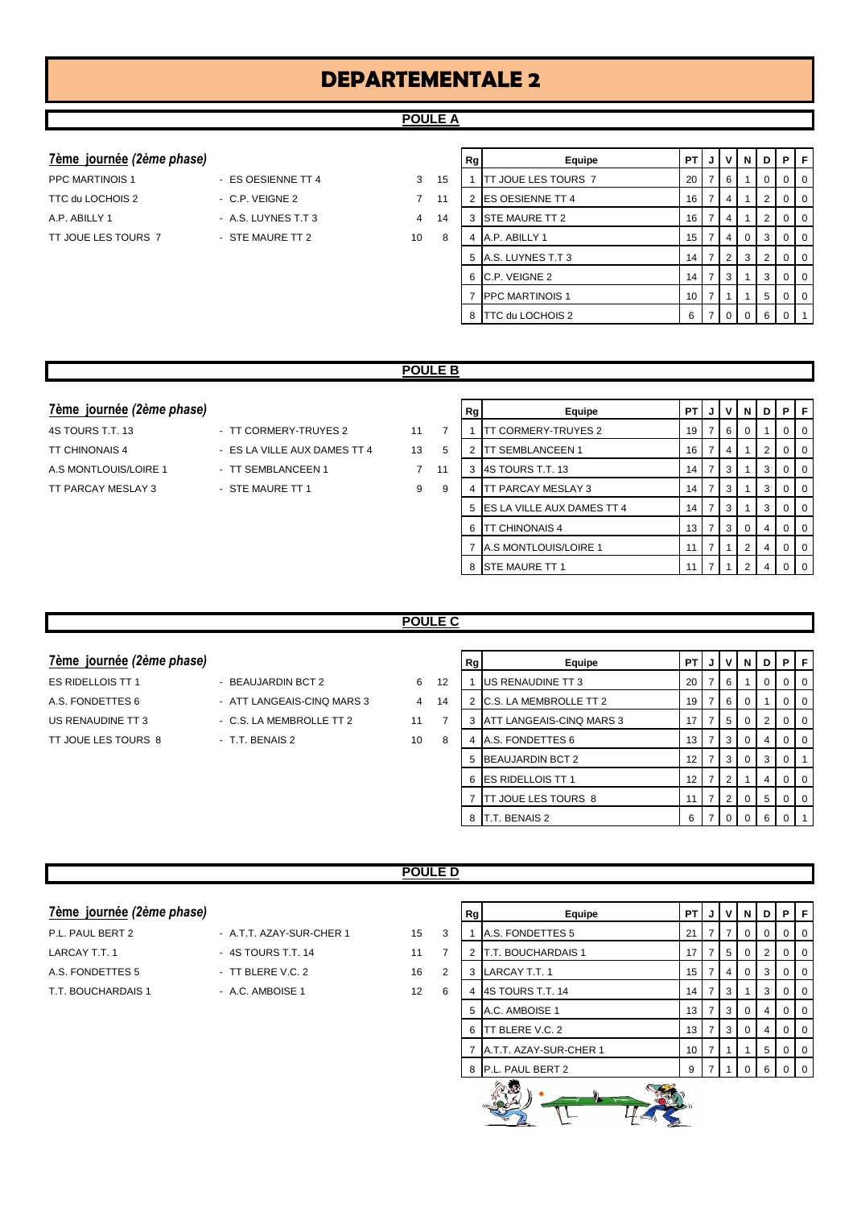# DEPARTEMENTALE 2

## POULE A

### 7ème journée *(2ème phase)*

| | | | |
|---|---|---|---|
| PPC MARTINOIS 1 | - ES OESIENNE TT 4 | 3 | 15 |
| TTC du LOCHOIS 2 | - C.P. VEIGNE 2 | 7 | 11 |
| A.P. ABILLY 1 | - A.S. LUYNES T.T 3 | 4 | 14 |
| TT JOUE LES TOURS 7 | - STE MAURE TT 2 | 10 | 8 |

| Rg | Equipe | PT | J | V | N | D | P | F |
|---|---|---|---|---|---|---|---|---|
| 1 | TT JOUE LES TOURS 7 | 20 | 7 | 6 | 1 | 0 | 0 | 0 |
| 2 | ES OESIENNE TT 4 | 16 | 7 | 4 | 1 | 2 | 0 | 0 |
| 3 | STE MAURE TT 2 | 16 | 7 | 4 | 1 | 2 | 0 | 0 |
| 4 | A.P. ABILLY 1 | 15 | 7 | 4 | 0 | 3 | 0 | 0 |
| 5 | A.S. LUYNES T.T 3 | 14 | 7 | 2 | 3 | 2 | 0 | 0 |
| 6 | C.P. VEIGNE 2 | 14 | 7 | 3 | 1 | 3 | 0 | 0 |
| 7 | PPC MARTINOIS 1 | 10 | 7 | 1 | 1 | 5 | 0 | 0 |
| 8 | TTC du LOCHOIS 2 | 6 | 7 | 0 | 0 | 6 | 0 | 1 |

## POULE B

### 7ème journée *(2ème phase)*

| | | | |
|---|---|---|---|
| 4S TOURS T.T. 13 | - TT CORMERY-TRUYES 2 | 11 | 7 |
| TT CHINONAIS 4 | - ES LA VILLE AUX DAMES TT 4 | 13 | 5 |
| A.S MONTLOUIS/LOIRE 1 | - TT SEMBLANCEEN 1 | 7 | 11 |
| TT PARCAY MESLAY 3 | - STE MAURE TT 1 | 9 | 9 |

| Rg | Equipe | PT | J | V | N | D | P | F |
|---|---|---|---|---|---|---|---|---|
| 1 | TT CORMERY-TRUYES 2 | 19 | 7 | 6 | 0 | 1 | 0 | 0 |
| 2 | TT SEMBLANCEEN 1 | 16 | 7 | 4 | 1 | 2 | 0 | 0 |
| 3 | 4S TOURS T.T. 13 | 14 | 7 | 3 | 1 | 3 | 0 | 0 |
| 4 | TT PARCAY MESLAY 3 | 14 | 7 | 3 | 1 | 3 | 0 | 0 |
| 5 | ES LA VILLE AUX DAMES TT 4 | 14 | 7 | 3 | 1 | 3 | 0 | 0 |
| 6 | TT CHINONAIS 4 | 13 | 7 | 3 | 0 | 4 | 0 | 0 |
| 7 | A.S MONTLOUIS/LOIRE 1 | 11 | 7 | 1 | 2 | 4 | 0 | 0 |
| 8 | STE MAURE TT 1 | 11 | 7 | 1 | 2 | 4 | 0 | 0 |

## POULE C

### 7ème journée *(2ème phase)*

| | | | |
|---|---|---|---|
| ES RIDELLOIS TT 1 | - BEAUJARDIN BCT 2 | 6 | 12 |
| A.S. FONDETTES 6 | - ATT LANGEAIS-CINQ MARS 3 | 4 | 14 |
| US RENAUDINE TT 3 | - C.S. LA MEMBROLLE TT 2 | 11 | 7 |
| TT JOUE LES TOURS 8 | - T.T. BENAIS 2 | 10 | 8 |

| Rg | Equipe | PT | J | V | N | D | P | F |
|---|---|---|---|---|---|---|---|---|
| 1 | US RENAUDINE TT 3 | 20 | 7 | 6 | 1 | 0 | 0 | 0 |
| 2 | C.S. LA MEMBROLLE TT 2 | 19 | 7 | 6 | 0 | 1 | 0 | 0 |
| 3 | ATT LANGEAIS-CINQ MARS 3 | 17 | 7 | 5 | 0 | 2 | 0 | 0 |
| 4 | A.S. FONDETTES 6 | 13 | 7 | 3 | 0 | 4 | 0 | 0 |
| 5 | BEAUJARDIN BCT 2 | 12 | 7 | 3 | 0 | 3 | 0 | 1 |
| 6 | ES RIDELLOIS TT 1 | 12 | 7 | 2 | 1 | 4 | 0 | 0 |
| 7 | TT JOUE LES TOURS 8 | 11 | 7 | 2 | 0 | 5 | 0 | 0 |
| 8 | T.T. BENAIS 2 | 6 | 7 | 0 | 0 | 6 | 0 | 1 |

## POULE D

### 7ème journée *(2ème phase)*

| | | | |
|---|---|---|---|
| P.L. PAUL BERT 2 | - A.T.T. AZAY-SUR-CHER 1 | 15 | 3 |
| LARCAY T.T. 1 | - 4S TOURS T.T. 14 | 11 | 7 |
| A.S. FONDETTES 5 | - TT BLERE V.C. 2 | 16 | 2 |
| T.T. BOUCHARDAIS 1 | - A.C. AMBOISE 1 | 12 | 6 |

| Rg | Equipe | PT | J | V | N | D | P | F |
|---|---|---|---|---|---|---|---|---|
| 1 | A.S. FONDETTES 5 | 21 | 7 | 7 | 0 | 0 | 0 | 0 |
| 2 | T.T. BOUCHARDAIS 1 | 17 | 7 | 5 | 0 | 2 | 0 | 0 |
| 3 | LARCAY T.T. 1 | 15 | 7 | 4 | 0 | 3 | 0 | 0 |
| 4 | 4S TOURS T.T. 14 | 14 | 7 | 3 | 1 | 3 | 0 | 0 |
| 5 | A.C. AMBOISE 1 | 13 | 7 | 3 | 0 | 4 | 0 | 0 |
| 6 | TT BLERE V.C. 2 | 13 | 7 | 3 | 0 | 4 | 0 | 0 |
| 7 | A.T.T. AZAY-SUR-CHER 1 | 10 | 7 | 1 | 1 | 5 | 0 | 0 |
| 8 | P.L. PAUL BERT 2 | 9 | 7 | 1 | 0 | 6 | 0 | 0 |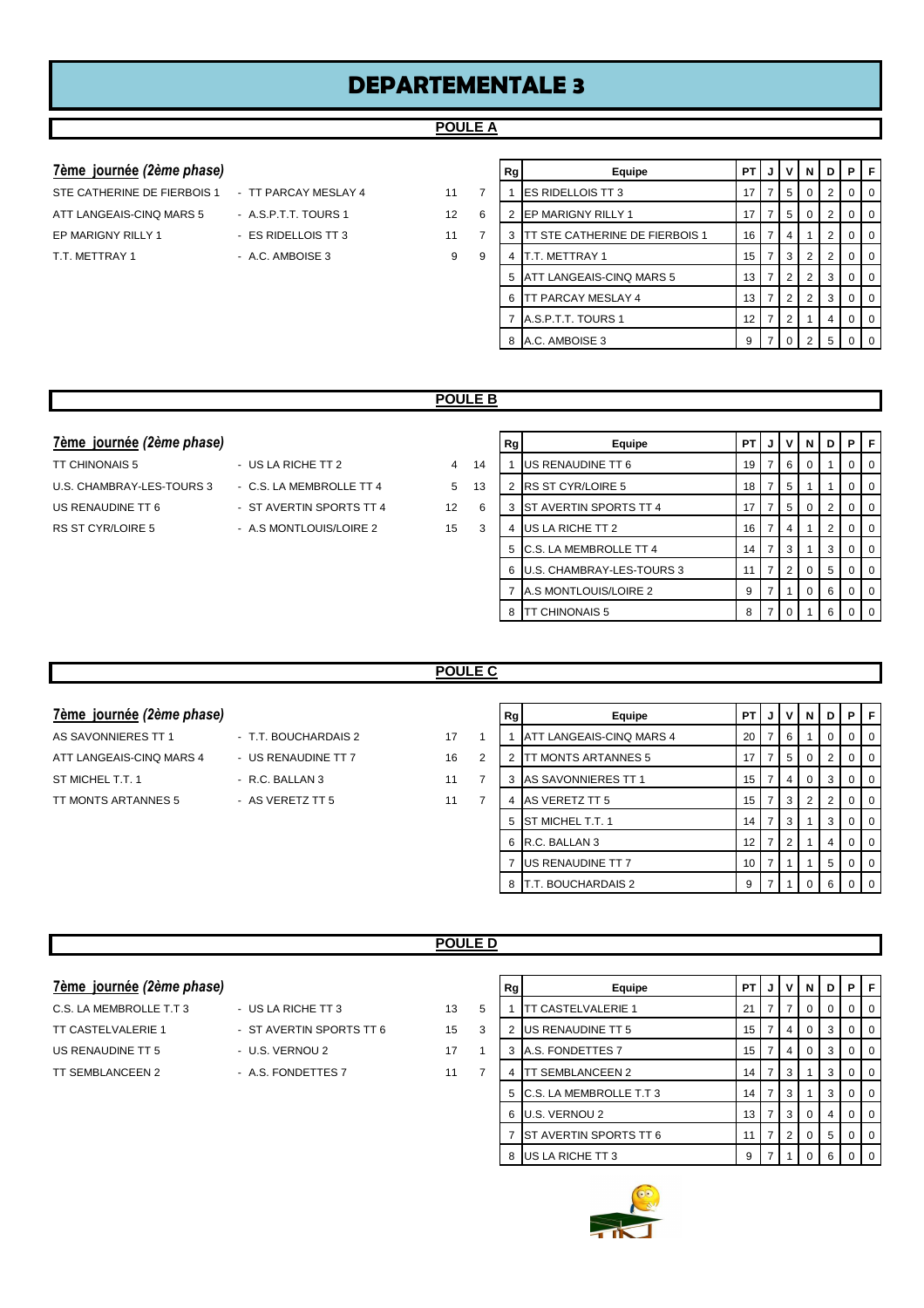# DEPARTEMENTALE 3

## POULE A

### 7ème journée *(2ème phase)*

| | | | |
|---|---|---|---|
| STE CATHERINE DE FIERBOIS 1 | - TT PARCAY MESLAY 4 | 11 | 7 |
| ATT LANGEAIS-CINQ MARS 5 | - A.S.P.T.T. TOURS 1 | 12 | 6 |
| EP MARIGNY RILLY 1 | - ES RIDELLOIS TT 3 | 11 | 7 |
| T.T. METTRAY 1 | - A.C. AMBOISE 3 | 9 | 9 |

| Rg | Equipe | PT | J | V | N | D | P | F |
|---|---|---|---|---|---|---|---|---|
| 1 | ES RIDELLOIS TT 3 | 17 | 7 | 5 | 0 | 2 | 0 | 0 |
| 2 | EP MARIGNY RILLY 1 | 17 | 7 | 5 | 0 | 2 | 0 | 0 |
| 3 | TT STE CATHERINE DE FIERBOIS 1 | 16 | 7 | 4 | 1 | 2 | 0 | 0 |
| 4 | T.T. METTRAY 1 | 15 | 7 | 3 | 2 | 2 | 0 | 0 |
| 5 | ATT LANGEAIS-CINQ MARS 5 | 13 | 7 | 2 | 2 | 3 | 0 | 0 |
| 6 | TT PARCAY MESLAY 4 | 13 | 7 | 2 | 2 | 3 | 0 | 0 |
| 7 | A.S.P.T.T. TOURS 1 | 12 | 7 | 2 | 1 | 4 | 0 | 0 |
| 8 | A.C. AMBOISE 3 | 9 | 7 | 0 | 2 | 5 | 0 | 0 |

## POULE B

### 7ème journée *(2ème phase)*

| | | | |
|---|---|---|---|
| TT CHINONAIS 5 | - US LA RICHE TT 2 | 4 | 14 |
| U.S. CHAMBRAY-LES-TOURS 3 | - C.S. LA MEMBROLLE TT 4 | 5 | 13 |
| US RENAUDINE TT 6 | - ST AVERTIN SPORTS TT 4 | 12 | 6 |
| RS ST CYR/LOIRE 5 | - A.S MONTLOUIS/LOIRE 2 | 15 | 3 |

| Rg | Equipe | PT | J | V | N | D | P | F |
|---|---|---|---|---|---|---|---|---|
| 1 | US RENAUDINE TT 6 | 19 | 7 | 6 | 0 | 1 | 0 | 0 |
| 2 | RS ST CYR/LOIRE 5 | 18 | 7 | 5 | 1 | 1 | 0 | 0 |
| 3 | ST AVERTIN SPORTS TT 4 | 17 | 7 | 5 | 0 | 2 | 0 | 0 |
| 4 | US LA RICHE TT 2 | 16 | 7 | 4 | 1 | 2 | 0 | 0 |
| 5 | C.S. LA MEMBROLLE TT 4 | 14 | 7 | 3 | 1 | 3 | 0 | 0 |
| 6 | U.S. CHAMBRAY-LES-TOURS 3 | 11 | 7 | 2 | 0 | 5 | 0 | 0 |
| 7 | A.S MONTLOUIS/LOIRE 2 | 9 | 7 | 1 | 0 | 6 | 0 | 0 |
| 8 | TT CHINONAIS 5 | 8 | 7 | 0 | 1 | 6 | 0 | 0 |

## POULE C

### 7ème journée *(2ème phase)*

| | | | |
|---|---|---|---|
| AS SAVONNIERES TT 1 | - T.T. BOUCHARDAIS 2 | 17 | 1 |
| ATT LANGEAIS-CINQ MARS 4 | - US RENAUDINE TT 7 | 16 | 2 |
| ST MICHEL T.T. 1 | - R.C. BALLAN 3 | 11 | 7 |
| TT MONTS ARTANNES 5 | - AS VERETZ TT 5 | 11 | 7 |

| Rg | Equipe | PT | J | V | N | D | P | F |
|---|---|---|---|---|---|---|---|---|
| 1 | ATT LANGEAIS-CINQ MARS 4 | 20 | 7 | 6 | 1 | 0 | 0 | 0 |
| 2 | TT MONTS ARTANNES 5 | 17 | 7 | 5 | 0 | 2 | 0 | 0 |
| 3 | AS SAVONNIERES TT 1 | 15 | 7 | 4 | 0 | 3 | 0 | 0 |
| 4 | AS VERETZ TT 5 | 15 | 7 | 3 | 2 | 2 | 0 | 0 |
| 5 | ST MICHEL T.T. 1 | 14 | 7 | 3 | 1 | 3 | 0 | 0 |
| 6 | R.C. BALLAN 3 | 12 | 7 | 2 | 1 | 4 | 0 | 0 |
| 7 | US RENAUDINE TT 7 | 10 | 7 | 1 | 1 | 5 | 0 | 0 |
| 8 | T.T. BOUCHARDAIS 2 | 9 | 7 | 1 | 0 | 6 | 0 | 0 |

## POULE D

### 7ème journée *(2ème phase)*

| | | | |
|---|---|---|---|
| C.S. LA MEMBROLLE T.T 3 | - US LA RICHE TT 3 | 13 | 5 |
| TT CASTELVALERIE 1 | - ST AVERTIN SPORTS TT 6 | 15 | 3 |
| US RENAUDINE TT 5 | - U.S. VERNOU 2 | 17 | 1 |
| TT SEMBLANCEEN 2 | - A.S. FONDETTES 7 | 11 | 7 |

| Rg | Equipe | PT | J | V | N | D | P | F |
|---|---|---|---|---|---|---|---|---|
| 1 | TT CASTELVALERIE 1 | 21 | 7 | 7 | 0 | 0 | 0 | 0 |
| 2 | US RENAUDINE TT 5 | 15 | 7 | 4 | 0 | 3 | 0 | 0 |
| 3 | A.S. FONDETTES 7 | 15 | 7 | 4 | 0 | 3 | 0 | 0 |
| 4 | TT SEMBLANCEEN 2 | 14 | 7 | 3 | 1 | 3 | 0 | 0 |
| 5 | C.S. LA MEMBROLLE T.T 3 | 14 | 7 | 3 | 1 | 3 | 0 | 0 |
| 6 | U.S. VERNOU 2 | 13 | 7 | 3 | 0 | 4 | 0 | 0 |
| 7 | ST AVERTIN SPORTS TT 6 | 11 | 7 | 2 | 0 | 5 | 0 | 0 |
| 8 | US LA RICHE TT 3 | 9 | 7 | 1 | 0 | 6 | 0 | 0 |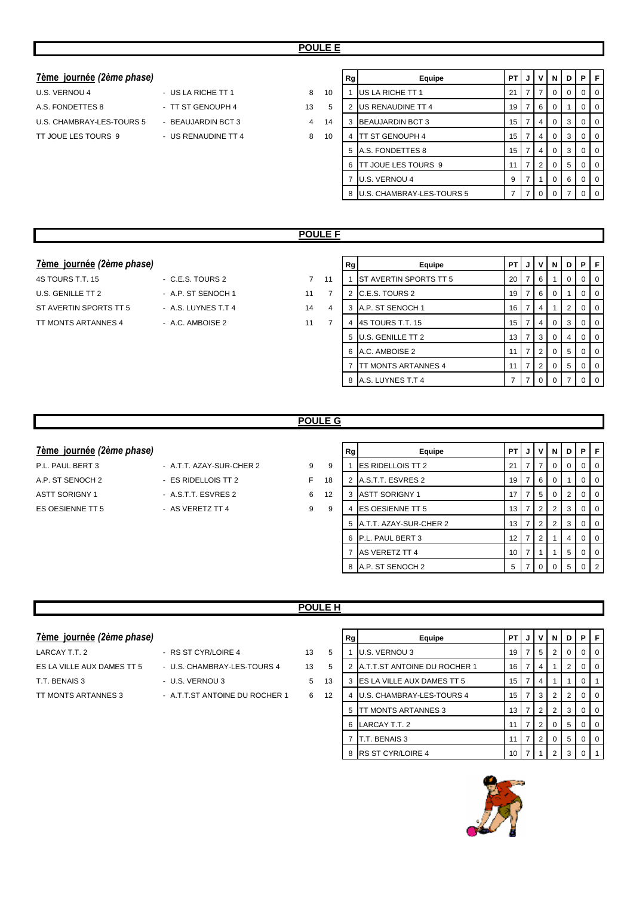## POULE E

### *7ème journée (2ème phase)*

| Équipe 1 | Équipe 2 | Score 1 | Score 2 |
|---|---|---|---|
| U.S. VERNOU 4 | US LA RICHE TT 1 | 8 | 10 |
| A.S. FONDETTES 8 | TT ST GENOUPH 4 | 13 | 5 |
| U.S. CHAMBRAY-LES-TOURS 5 | BEAUJARDIN BCT 3 | 4 | 14 |
| TT JOUE LES TOURS 9 | US RENAUDINE TT 4 | 8 | 10 |

| Rg | Equipe | PT | J | V | N | D | P | F |
|---|---|---|---|---|---|---|---|---|
| 1 | US LA RICHE TT 1 | 21 | 7 | 7 | 0 | 0 | 0 | 0 |
| 2 | US RENAUDINE TT 4 | 19 | 7 | 6 | 0 | 1 | 0 | 0 |
| 3 | BEAUJARDIN BCT 3 | 15 | 7 | 4 | 0 | 3 | 0 | 0 |
| 4 | TT ST GENOUPH 4 | 15 | 7 | 4 | 0 | 3 | 0 | 0 |
| 5 | A.S. FONDETTES 8 | 15 | 7 | 4 | 0 | 3 | 0 | 0 |
| 6 | TT JOUE LES TOURS 9 | 11 | 7 | 2 | 0 | 5 | 0 | 0 |
| 7 | U.S. VERNOU 4 | 9 | 7 | 1 | 0 | 6 | 0 | 0 |
| 8 | U.S. CHAMBRAY-LES-TOURS 5 | 7 | 7 | 0 | 0 | 7 | 0 | 0 |

## POULE F

### *7ème journée (2ème phase)*

| Équipe 1 | Équipe 2 | Score 1 | Score 2 |
|---|---|---|---|
| 4S TOURS T.T. 15 | C.E.S. TOURS 2 | 7 | 11 |
| U.S. GENILLE TT 2 | A.P. ST SENOCH 1 | 11 | 7 |
| ST AVERTIN SPORTS TT 5 | A.S. LUYNES T.T 4 | 14 | 4 |
| TT MONTS ARTANNES 4 | A.C. AMBOISE 2 | 11 | 7 |

| Rg | Equipe | PT | J | V | N | D | P | F |
|---|---|---|---|---|---|---|---|---|
| 1 | ST AVERTIN SPORTS TT 5 | 20 | 7 | 6 | 1 | 0 | 0 | 0 |
| 2 | C.E.S. TOURS 2 | 19 | 7 | 6 | 0 | 1 | 0 | 0 |
| 3 | A.P. ST SENOCH 1 | 16 | 7 | 4 | 1 | 2 | 0 | 0 |
| 4 | 4S TOURS T.T. 15 | 15 | 7 | 4 | 0 | 3 | 0 | 0 |
| 5 | U.S. GENILLE TT 2 | 13 | 7 | 3 | 0 | 4 | 0 | 0 |
| 6 | A.C. AMBOISE 2 | 11 | 7 | 2 | 0 | 5 | 0 | 0 |
| 7 | TT MONTS ARTANNES 4 | 11 | 7 | 2 | 0 | 5 | 0 | 0 |
| 8 | A.S. LUYNES T.T 4 | 7 | 7 | 0 | 0 | 7 | 0 | 0 |

## POULE G

### *7ème journée (2ème phase)*

| Équipe 1 | Équipe 2 | Score 1 | Score 2 |
|---|---|---|---|
| P.L. PAUL BERT 3 | A.T.T. AZAY-SUR-CHER 2 | 9 | 9 |
| A.P. ST SENOCH 2 | ES RIDELLOIS TT 2 | F | 18 |
| ASTT SORIGNY 1 | A.S.T.T. ESVRES 2 | 6 | 12 |
| ES OESIENNE TT 5 | AS VERETZ TT 4 | 9 | 9 |

| Rg | Equipe | PT | J | V | N | D | P | F |
|---|---|---|---|---|---|---|---|---|
| 1 | ES RIDELLOIS TT 2 | 21 | 7 | 7 | 0 | 0 | 0 | 0 |
| 2 | A.S.T.T. ESVRES 2 | 19 | 7 | 6 | 0 | 1 | 0 | 0 |
| 3 | ASTT SORIGNY 1 | 17 | 7 | 5 | 0 | 2 | 0 | 0 |
| 4 | ES OESIENNE TT 5 | 13 | 7 | 2 | 2 | 3 | 0 | 0 |
| 5 | A.T.T. AZAY-SUR-CHER 2 | 13 | 7 | 2 | 2 | 3 | 0 | 0 |
| 6 | P.L. PAUL BERT 3 | 12 | 7 | 2 | 1 | 4 | 0 | 0 |
| 7 | AS VERETZ TT 4 | 10 | 7 | 1 | 1 | 5 | 0 | 0 |
| 8 | A.P. ST SENOCH 2 | 5 | 7 | 0 | 0 | 5 | 0 | 2 |

## POULE H

### *7ème journée (2ème phase)*

| Équipe 1 | Équipe 2 | Score 1 | Score 2 |
|---|---|---|---|
| LARCAY T.T. 2 | RS ST CYR/LOIRE 4 | 13 | 5 |
| ES LA VILLE AUX DAMES TT 5 | U.S. CHAMBRAY-LES-TOURS 4 | 13 | 5 |
| T.T. BENAIS 3 | U.S. VERNOU 3 | 5 | 13 |
| TT MONTS ARTANNES 3 | A.T.T.ST ANTOINE DU ROCHER 1 | 6 | 12 |

| Rg | Equipe | PT | J | V | N | D | P | F |
|---|---|---|---|---|---|---|---|---|
| 1 | U.S. VERNOU 3 | 19 | 7 | 5 | 2 | 0 | 0 | 0 |
| 2 | A.T.T.ST ANTOINE DU ROCHER 1 | 16 | 7 | 4 | 1 | 2 | 0 | 0 |
| 3 | ES LA VILLE AUX DAMES TT 5 | 15 | 7 | 4 | 1 | 1 | 0 | 1 |
| 4 | U.S. CHAMBRAY-LES-TOURS 4 | 15 | 7 | 3 | 2 | 2 | 0 | 0 |
| 5 | TT MONTS ARTANNES 3 | 13 | 7 | 2 | 2 | 3 | 0 | 0 |
| 6 | LARCAY T.T. 2 | 11 | 7 | 2 | 0 | 5 | 0 | 0 |
| 7 | T.T. BENAIS 3 | 11 | 7 | 2 | 0 | 5 | 0 | 0 |
| 8 | RS ST CYR/LOIRE 4 | 10 | 7 | 1 | 2 | 3 | 0 | 1 |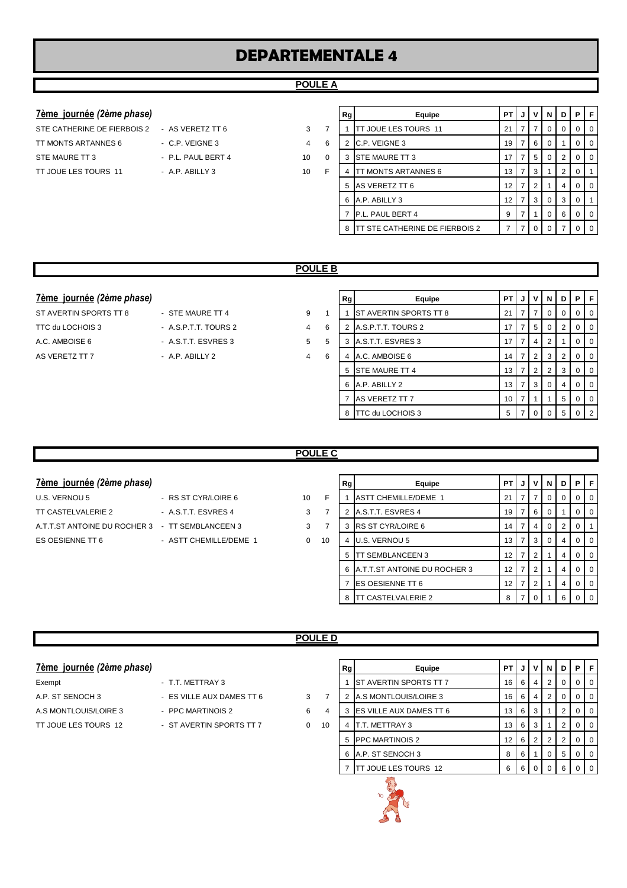# DEPARTEMENTALE 4

## POULE A

### 7ème journée (2ème phase)

| | | | |
|---|---|---|---|
| STE CATHERINE DE FIERBOIS 2 | - AS VERETZ TT 6 | 3 | 7 |
| TT MONTS ARTANNES 6 | - C.P. VEIGNE 3 | 4 | 6 |
| STE MAURE TT 3 | - P.L. PAUL BERT 4 | 10 | 0 |
| TT JOUE LES TOURS 11 | - A.P. ABILLY 3 | 10 | F |

| Rg | Equipe | PT | J | V | N | D | P | F |
|---|---|---|---|---|---|---|---|---|
| 1 | TT JOUE LES TOURS 11 | 21 | 7 | 7 | 0 | 0 | 0 | 0 |
| 2 | C.P. VEIGNE 3 | 19 | 7 | 6 | 0 | 1 | 0 | 0 |
| 3 | STE MAURE TT 3 | 17 | 7 | 5 | 0 | 2 | 0 | 0 |
| 4 | TT MONTS ARTANNES 6 | 13 | 7 | 3 | 1 | 2 | 0 | 1 |
| 5 | AS VERETZ TT 6 | 12 | 7 | 2 | 1 | 4 | 0 | 0 |
| 6 | A.P. ABILLY 3 | 12 | 7 | 3 | 0 | 3 | 0 | 1 |
| 7 | P.L. PAUL BERT 4 | 9 | 7 | 1 | 0 | 6 | 0 | 0 |
| 8 | TT STE CATHERINE DE FIERBOIS 2 | 7 | 7 | 0 | 0 | 7 | 0 | 0 |

## POULE B

### 7ème journée (2ème phase)

| | | | |
|---|---|---|---|
| ST AVERTIN SPORTS TT 8 | - STE MAURE TT 4 | 9 | 1 |
| TTC du LOCHOIS 3 | - A.S.P.T.T. TOURS 2 | 4 | 6 |
| A.C. AMBOISE 6 | - A.S.T.T. ESVRES 3 | 5 | 5 |
| AS VERETZ TT 7 | - A.P. ABILLY 2 | 4 | 6 |

| Rg | Equipe | PT | J | V | N | D | P | F |
|---|---|---|---|---|---|---|---|---|
| 1 | ST AVERTIN SPORTS TT 8 | 21 | 7 | 7 | 0 | 0 | 0 | 0 |
| 2 | A.S.P.T.T. TOURS 2 | 17 | 7 | 5 | 0 | 2 | 0 | 0 |
| 3 | A.S.T.T. ESVRES 3 | 17 | 7 | 4 | 2 | 1 | 0 | 0 |
| 4 | A.C. AMBOISE 6 | 14 | 7 | 2 | 3 | 2 | 0 | 0 |
| 5 | STE MAURE TT 4 | 13 | 7 | 2 | 2 | 3 | 0 | 0 |
| 6 | A.P. ABILLY 2 | 13 | 7 | 3 | 0 | 4 | 0 | 0 |
| 7 | AS VERETZ TT 7 | 10 | 7 | 1 | 1 | 5 | 0 | 0 |
| 8 | TTC du LOCHOIS 3 | 5 | 7 | 0 | 0 | 5 | 0 | 2 |

## POULE C

### 7ème journée (2ème phase)

| | | | |
|---|---|---|---|
| U.S. VERNOU 5 | - RS ST CYR/LOIRE 6 | 10 | F |
| TT CASTELVALERIE 2 | - A.S.T.T. ESVRES 4 | 3 | 7 |
| A.T.T.ST ANTOINE DU ROCHER 3 | - TT SEMBLANCEEN 3 | 3 | 7 |
| ES OESIENNE TT 6 | - ASTT CHEMILLE/DEME 1 | 0 | 10 |

| Rg | Equipe | PT | J | V | N | D | P | F |
|---|---|---|---|---|---|---|---|---|
| 1 | ASTT CHEMILLE/DEME 1 | 21 | 7 | 7 | 0 | 0 | 0 | 0 |
| 2 | A.S.T.T. ESVRES 4 | 19 | 7 | 6 | 0 | 1 | 0 | 0 |
| 3 | RS ST CYR/LOIRE 6 | 14 | 7 | 4 | 0 | 2 | 0 | 1 |
| 4 | U.S. VERNOU 5 | 13 | 7 | 3 | 0 | 4 | 0 | 0 |
| 5 | TT SEMBLANCEEN 3 | 12 | 7 | 2 | 1 | 4 | 0 | 0 |
| 6 | A.T.T.ST ANTOINE DU ROCHER 3 | 12 | 7 | 2 | 1 | 4 | 0 | 0 |
| 7 | ES OESIENNE TT 6 | 12 | 7 | 2 | 1 | 4 | 0 | 0 |
| 8 | TT CASTELVALERIE 2 | 8 | 7 | 0 | 1 | 6 | 0 | 0 |

## POULE D

### 7ème journée (2ème phase)

| | | | |
|---|---|---|---|
| Exempt | - T.T. METTRAY 3 | | |
| A.P. ST SENOCH 3 | - ES VILLE AUX DAMES TT 6 | 3 | 7 |
| A.S MONTLOUIS/LOIRE 3 | - PPC MARTINOIS 2 | 6 | 4 |
| TT JOUE LES TOURS 12 | - ST AVERTIN SPORTS TT 7 | 0 | 10 |

| Rg | Equipe | PT | J | V | N | D | P | F |
|---|---|---|---|---|---|---|---|---|
| 1 | ST AVERTIN SPORTS TT 7 | 16 | 6 | 4 | 2 | 0 | 0 | 0 |
| 2 | A.S MONTLOUIS/LOIRE 3 | 16 | 6 | 4 | 2 | 0 | 0 | 0 |
| 3 | ES VILLE AUX DAMES TT 6 | 13 | 6 | 3 | 1 | 2 | 0 | 0 |
| 4 | T.T. METTRAY 3 | 13 | 6 | 3 | 1 | 2 | 0 | 0 |
| 5 | PPC MARTINOIS 2 | 12 | 6 | 2 | 2 | 2 | 0 | 0 |
| 6 | A.P. ST SENOCH 3 | 8 | 6 | 1 | 0 | 5 | 0 | 0 |
| 7 | TT JOUE LES TOURS 12 | 6 | 6 | 0 | 0 | 6 | 0 | 0 |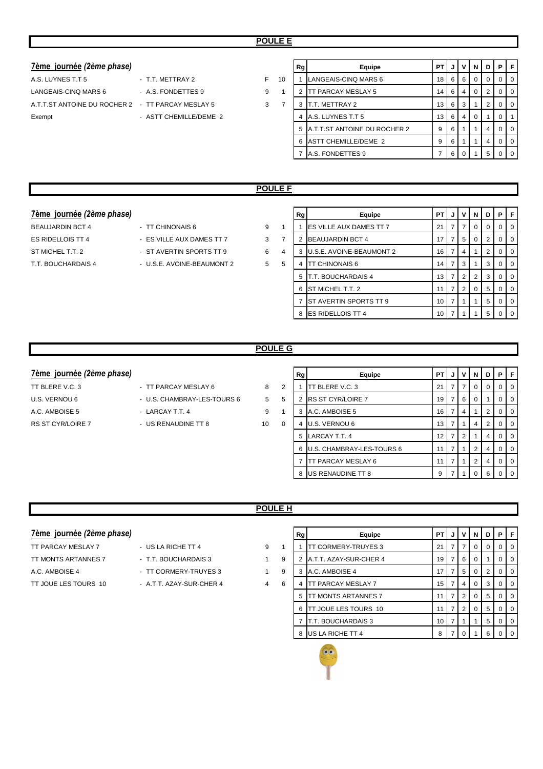## POULE E

### *7ème journée (2ème phase)*

| | | | |
|---|---|---|---|
| A.S. LUYNES T.T 5 | - T.T. METTRAY 2 | F | 10 |
| LANGEAIS-CINQ MARS 6 | - A.S. FONDETTES 9 | 9 | 1 |
| A.T.T.ST ANTOINE DU ROCHER 2 | - TT PARCAY MESLAY 5 | 3 | 7 |
| Exempt | - ASTT CHEMILLE/DEME 2 | | |

| Rg | Equipe | PT | J | V | N | D | P | F |
|---|---|---|---|---|---|---|---|---|
| 1 | LANGEAIS-CINQ MARS 6 | 18 | 6 | 6 | 0 | 0 | 0 | 0 |
| 2 | TT PARCAY MESLAY 5 | 14 | 6 | 4 | 0 | 2 | 0 | 0 |
| 3 | T.T. METTRAY 2 | 13 | 6 | 3 | 1 | 2 | 0 | 0 |
| 4 | A.S. LUYNES T.T 5 | 13 | 6 | 4 | 0 | 1 | 0 | 1 |
| 5 | A.T.T.ST ANTOINE DU ROCHER 2 | 9 | 6 | 1 | 1 | 4 | 0 | 0 |
| 6 | ASTT CHEMILLE/DEME 2 | 9 | 6 | 1 | 1 | 4 | 0 | 0 |
| 7 | A.S. FONDETTES 9 | 7 | 6 | 0 | 1 | 5 | 0 | 0 |

## POULE F

### *7ème journée (2ème phase)*

| | | | |
|---|---|---|---|
| BEAUJARDIN BCT 4 | - TT CHINONAIS 6 | 9 | 1 |
| ES RIDELLOIS TT 4 | - ES VILLE AUX DAMES TT 7 | 3 | 7 |
| ST MICHEL T.T. 2 | - ST AVERTIN SPORTS TT 9 | 6 | 4 |
| T.T. BOUCHARDAIS 4 | - U.S.E. AVOINE-BEAUMONT 2 | 5 | 5 |

| Rg | Equipe | PT | J | V | N | D | P | F |
|---|---|---|---|---|---|---|---|---|
| 1 | ES VILLE AUX DAMES TT 7 | 21 | 7 | 7 | 0 | 0 | 0 | 0 |
| 2 | BEAUJARDIN BCT 4 | 17 | 7 | 5 | 0 | 2 | 0 | 0 |
| 3 | U.S.E. AVOINE-BEAUMONT 2 | 16 | 7 | 4 | 1 | 2 | 0 | 0 |
| 4 | TT CHINONAIS 6 | 14 | 7 | 3 | 1 | 3 | 0 | 0 |
| 5 | T.T. BOUCHARDAIS 4 | 13 | 7 | 2 | 2 | 3 | 0 | 0 |
| 6 | ST MICHEL T.T. 2 | 11 | 7 | 2 | 0 | 5 | 0 | 0 |
| 7 | ST AVERTIN SPORTS TT 9 | 10 | 7 | 1 | 1 | 5 | 0 | 0 |
| 8 | ES RIDELLOIS TT 4 | 10 | 7 | 1 | 1 | 5 | 0 | 0 |

## POULE G

### *7ème journée (2ème phase)*

| | | | |
|---|---|---|---|
| TT BLERE V.C. 3 | - TT PARCAY MESLAY 6 | 8 | 2 |
| U.S. VERNOU 6 | - U.S. CHAMBRAY-LES-TOURS 6 | 5 | 5 |
| A.C. AMBOISE 5 | - LARCAY T.T. 4 | 9 | 1 |
| RS ST CYR/LOIRE 7 | - US RENAUDINE TT 8 | 10 | 0 |

| Rg | Equipe | PT | J | V | N | D | P | F |
|---|---|---|---|---|---|---|---|---|
| 1 | TT BLERE V.C. 3 | 21 | 7 | 7 | 0 | 0 | 0 | 0 |
| 2 | RS ST CYR/LOIRE 7 | 19 | 7 | 6 | 0 | 1 | 0 | 0 |
| 3 | A.C. AMBOISE 5 | 16 | 7 | 4 | 1 | 2 | 0 | 0 |
| 4 | U.S. VERNOU 6 | 13 | 7 | 1 | 4 | 2 | 0 | 0 |
| 5 | LARCAY T.T. 4 | 12 | 7 | 2 | 1 | 4 | 0 | 0 |
| 6 | U.S. CHAMBRAY-LES-TOURS 6 | 11 | 7 | 1 | 2 | 4 | 0 | 0 |
| 7 | TT PARCAY MESLAY 6 | 11 | 7 | 1 | 2 | 4 | 0 | 0 |
| 8 | US RENAUDINE TT 8 | 9 | 7 | 1 | 0 | 6 | 0 | 0 |

## POULE H

### *7ème journée (2ème phase)*

| | | | |
|---|---|---|---|
| TT PARCAY MESLAY 7 | - US LA RICHE TT 4 | 9 | 1 |
| TT MONTS ARTANNES 7 | - T.T. BOUCHARDAIS 3 | 1 | 9 |
| A.C. AMBOISE 4 | - TT CORMERY-TRUYES 3 | 1 | 9 |
| TT JOUE LES TOURS 10 | - A.T.T. AZAY-SUR-CHER 4 | 4 | 6 |

| Rg | Equipe | PT | J | V | N | D | P | F |
|---|---|---|---|---|---|---|---|---|
| 1 | TT CORMERY-TRUYES 3 | 21 | 7 | 7 | 0 | 0 | 0 | 0 |
| 2 | A.T.T. AZAY-SUR-CHER 4 | 19 | 7 | 6 | 0 | 1 | 0 | 0 |
| 3 | A.C. AMBOISE 4 | 17 | 7 | 5 | 0 | 2 | 0 | 0 |
| 4 | TT PARCAY MESLAY 7 | 15 | 7 | 4 | 0 | 3 | 0 | 0 |
| 5 | TT MONTS ARTANNES 7 | 11 | 7 | 2 | 0 | 5 | 0 | 0 |
| 6 | TT JOUE LES TOURS 10 | 11 | 7 | 2 | 0 | 5 | 0 | 0 |
| 7 | T.T. BOUCHARDAIS 3 | 10 | 7 | 1 | 1 | 5 | 0 | 0 |
| 8 | US LA RICHE TT 4 | 8 | 7 | 0 | 1 | 6 | 0 | 0 |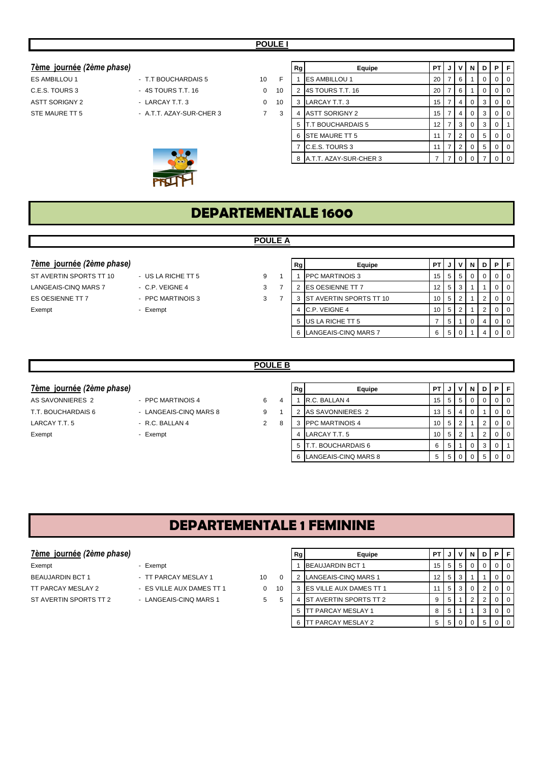## POULE I

### 7ème journée *(2ème phase)*

| | | | |
|---|---|---|---|
| ES AMBILLOU 1 | - T.T BOUCHARDAIS 5 | 10 | F |
| C.E.S. TOURS 3 | - 4S TOURS T.T. 16 | 0 | 10 |
| ASTT SORIGNY 2 | - LARCAY T.T. 3 | 0 | 10 |
| STE MAURE TT 5 | - A.T.T. AZAY-SUR-CHER 3 | 7 | 3 |

| Rg | Equipe | PT | J | V | N | D | P | F |
|---|---|---|---|---|---|---|---|---|
| 1 | ES AMBILLOU 1 | 20 | 7 | 6 | 1 | 0 | 0 | 0 |
| 2 | 4S TOURS T.T. 16 | 20 | 7 | 6 | 1 | 0 | 0 | 0 |
| 3 | LARCAY T.T. 3 | 15 | 7 | 4 | 0 | 3 | 0 | 0 |
| 4 | ASTT SORIGNY 2 | 15 | 7 | 4 | 0 | 3 | 0 | 0 |
| 5 | T.T BOUCHARDAIS 5 | 12 | 7 | 3 | 0 | 3 | 0 | 1 |
| 6 | STE MAURE TT 5 | 11 | 7 | 2 | 0 | 5 | 0 | 0 |
| 7 | C.E.S. TOURS 3 | 11 | 7 | 2 | 0 | 5 | 0 | 0 |
| 8 | A.T.T. AZAY-SUR-CHER 3 | 7 | 7 | 0 | 0 | 7 | 0 | 0 |

# DEPARTEMENTALE 1600

## POULE A

### 7ème journée *(2ème phase)*

| | | | |
|---|---|---|---|
| ST AVERTIN SPORTS TT 10 | - US LA RICHE TT 5 | 9 | 1 |
| LANGEAIS-CINQ MARS 7 | - C.P. VEIGNE 4 | 3 | 7 |
| ES OESIENNE TT 7 | - PPC MARTINOIS 3 | 3 | 7 |
| Exempt | - Exempt | | |

| Rg | Equipe | PT | J | V | N | D | P | F |
|---|---|---|---|---|---|---|---|---|
| 1 | PPC MARTINOIS 3 | 15 | 5 | 5 | 0 | 0 | 0 | 0 |
| 2 | ES OESIENNE TT 7 | 12 | 5 | 3 | 1 | 1 | 0 | 0 |
| 3 | ST AVERTIN SPORTS TT 10 | 10 | 5 | 2 | 1 | 2 | 0 | 0 |
| 4 | C.P. VEIGNE 4 | 10 | 5 | 2 | 1 | 2 | 0 | 0 |
| 5 | US LA RICHE TT 5 | 7 | 5 | 1 | 0 | 4 | 0 | 0 |
| 6 | LANGEAIS-CINQ MARS 7 | 6 | 5 | 0 | 1 | 4 | 0 | 0 |

## POULE B

### 7ème journée *(2ème phase)*

| | | | |
|---|---|---|---|
| AS SAVONNIERES 2 | - PPC MARTINOIS 4 | 6 | 4 |
| T.T. BOUCHARDAIS 6 | - LANGEAIS-CINQ MARS 8 | 9 | 1 |
| LARCAY T.T. 5 | - R.C. BALLAN 4 | 2 | 8 |
| Exempt | - Exempt | | |

| Rg | Equipe | PT | J | V | N | D | P | F |
|---|---|---|---|---|---|---|---|---|
| 1 | R.C. BALLAN 4 | 15 | 5 | 5 | 0 | 0 | 0 | 0 |
| 2 | AS SAVONNIERES 2 | 13 | 5 | 4 | 0 | 1 | 0 | 0 |
| 3 | PPC MARTINOIS 4 | 10 | 5 | 2 | 1 | 2 | 0 | 0 |
| 4 | LARCAY T.T. 5 | 10 | 5 | 2 | 1 | 2 | 0 | 0 |
| 5 | T.T. BOUCHARDAIS 6 | 6 | 5 | 1 | 0 | 3 | 0 | 1 |
| 6 | LANGEAIS-CINQ MARS 8 | 5 | 5 | 0 | 0 | 5 | 0 | 0 |

# DEPARTEMENTALE 1 FEMININE

### 7ème journée *(2ème phase)*

| | | | |
|---|---|---|---|
| Exempt | - Exempt | | |
| BEAUJARDIN BCT 1 | - TT PARCAY MESLAY 1 | 10 | 0 |
| TT PARCAY MESLAY 2 | - ES VILLE AUX DAMES TT 1 | 0 | 10 |
| ST AVERTIN SPORTS TT 2 | - LANGEAIS-CINQ MARS 1 | 5 | 5 |

| Rg | Equipe | PT | J | V | N | D | P | F |
|---|---|---|---|---|---|---|---|---|
| 1 | BEAUJARDIN BCT 1 | 15 | 5 | 5 | 0 | 0 | 0 | 0 |
| 2 | LANGEAIS-CINQ MARS 1 | 12 | 5 | 3 | 1 | 1 | 0 | 0 |
| 3 | ES VILLE AUX DAMES TT 1 | 11 | 5 | 3 | 0 | 2 | 0 | 0 |
| 4 | ST AVERTIN SPORTS TT 2 | 9 | 5 | 1 | 2 | 2 | 0 | 0 |
| 5 | TT PARCAY MESLAY 1 | 8 | 5 | 1 | 1 | 3 | 0 | 0 |
| 6 | TT PARCAY MESLAY 2 | 5 | 5 | 0 | 0 | 5 | 0 | 0 |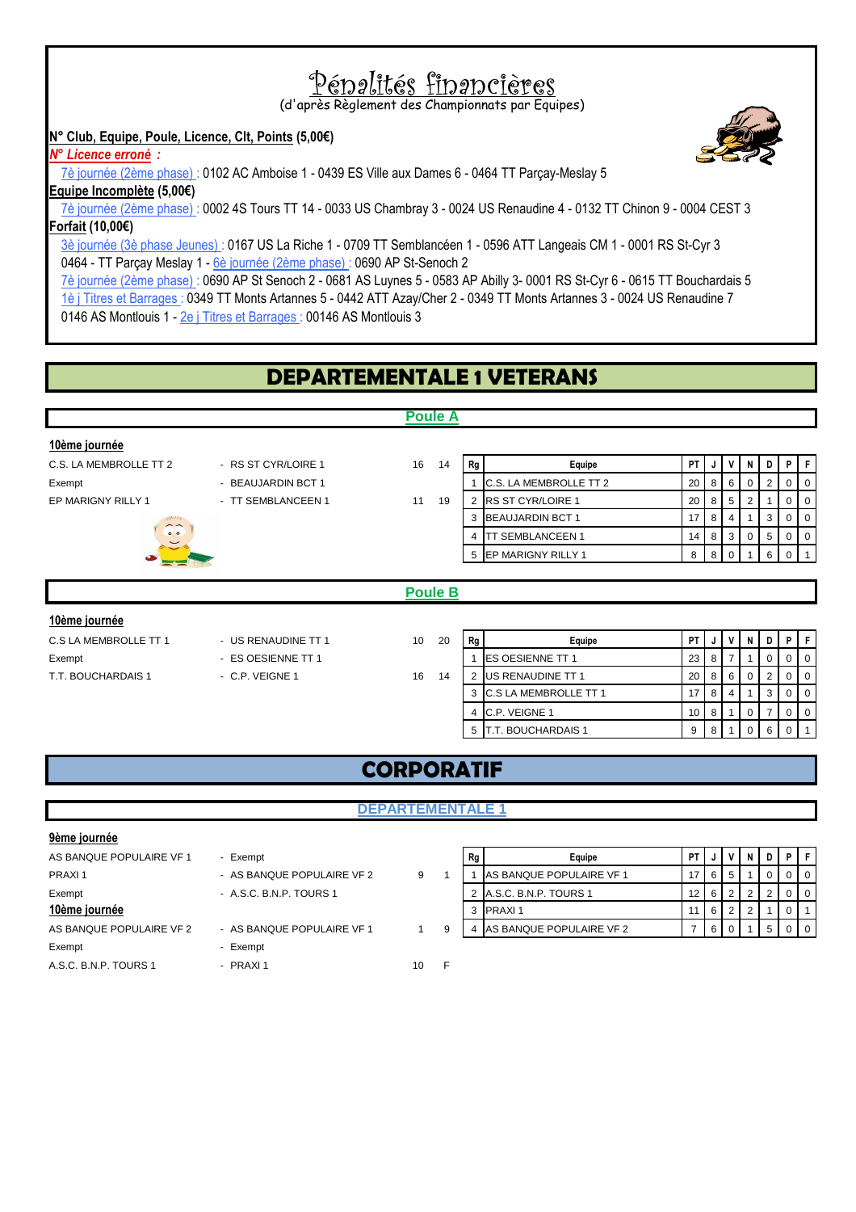# Pénalités financières

(d'après Règlement des Championnats par Equipes)

**N° Club, Equipe, Poule, Licence, Clt, Points (5,00€)**

***N° Licence erroné :***

7è journée (2ème phase) : 0102 AC Amboise 1 - 0439 ES Ville aux Dames 6 - 0464 TT Parçay-Meslay 5

**Equipe Incomplète (5,00€)**

7è journée (2ème phase) : 0002 4S Tours TT 14 - 0033 US Chambray 3 - 0024 US Renaudine 4 - 0132 TT Chinon 9 - 0004 CEST 3

**Forfait (10,00€)**

3è journée (3è phase Jeunes) : 0167 US La Riche 1 - 0709 TT Semblancéen 1 - 0596 ATT Langeais CM 1 - 0001 RS St-Cyr 3
0464 - TT Parçay Meslay 1 - 6è journée (2ème phase) : 0690 AP St-Senoch 2
7è journée (2ème phase) : 0690 AP St Senoch 2 - 0681 AS Luynes 5 - 0583 AP Abilly 3- 0001 RS St-Cyr 6 - 0615 TT Bouchardais 5
1è j Titres et Barrages : 0349 TT Monts Artannes 5 - 0442 ATT Azay/Cher 2 - 0349 TT Monts Artannes 3 - 0024 US Renaudine 7
0146 AS Montlouis 1 - 2e j Titres et Barrages : 00146 AS Montlouis 3

# DEPARTEMENTALE 1 VETERANS

## Poule A

**10ème journée**

| | | | |
|---|---|---|---|
| C.S. LA MEMBROLLE TT 2 | - RS ST CYR/LOIRE 1 | 16 | 14 |
| Exempt | - BEAUJARDIN BCT 1 | | |
| EP MARIGNY RILLY 1 | - TT SEMBLANCEEN 1 | 11 | 19 |

| Rg | Equipe | PT | J | V | N | D | P | F |
|---|---|---|---|---|---|---|---|---|
| 1 | C.S. LA MEMBROLLE TT 2 | 20 | 8 | 6 | 0 | 2 | 0 | 0 |
| 2 | RS ST CYR/LOIRE 1 | 20 | 8 | 5 | 2 | 1 | 0 | 0 |
| 3 | BEAUJARDIN BCT 1 | 17 | 8 | 4 | 1 | 3 | 0 | 0 |
| 4 | TT SEMBLANCEEN 1 | 14 | 8 | 3 | 0 | 5 | 0 | 0 |
| 5 | EP MARIGNY RILLY 1 | 8 | 8 | 0 | 1 | 6 | 0 | 1 |

## Poule B

**10ème journée**

| | | | |
|---|---|---|---|
| C.S LA MEMBROLLE TT 1 | - US RENAUDINE TT 1 | 10 | 20 |
| Exempt | - ES OESIENNE TT 1 | | |
| T.T. BOUCHARDAIS 1 | - C.P. VEIGNE 1 | 16 | 14 |

| Rg | Equipe | PT | J | V | N | D | P | F |
|---|---|---|---|---|---|---|---|---|
| 1 | ES OESIENNE TT 1 | 23 | 8 | 7 | 1 | 0 | 0 | 0 |
| 2 | US RENAUDINE TT 1 | 20 | 8 | 6 | 0 | 2 | 0 | 0 |
| 3 | C.S LA MEMBROLLE TT 1 | 17 | 8 | 4 | 1 | 3 | 0 | 0 |
| 4 | C.P. VEIGNE 1 | 10 | 8 | 1 | 0 | 7 | 0 | 0 |
| 5 | T.T. BOUCHARDAIS 1 | 9 | 8 | 1 | 0 | 6 | 0 | 1 |

# CORPORATIF

## DEPARTEMENTALE 1

**9ème journée**

| | | | |
|---|---|---|---|
| AS BANQUE POPULAIRE VF 1 | - Exempt | | |
| PRAXI 1 | - AS BANQUE POPULAIRE VF 2 | 9 | 1 |
| Exempt | - A.S.C. B.N.P. TOURS 1 | | |

**10ème journée**

| | | | |
|---|---|---|---|
| AS BANQUE POPULAIRE VF 2 | - AS BANQUE POPULAIRE VF 1 | 1 | 9 |
| Exempt | - Exempt | | |
| A.S.C. B.N.P. TOURS 1 | - PRAXI 1 | 10 | F |

| Rg | Equipe | PT | J | V | N | D | P | F |
|---|---|---|---|---|---|---|---|---|
| 1 | AS BANQUE POPULAIRE VF 1 | 17 | 6 | 5 | 1 | 0 | 0 | 0 |
| 2 | A.S.C. B.N.P. TOURS 1 | 12 | 6 | 2 | 2 | 2 | 0 | 0 |
| 3 | PRAXI 1 | 11 | 6 | 2 | 2 | 1 | 0 | 1 |
| 4 | AS BANQUE POPULAIRE VF 2 | 7 | 6 | 0 | 1 | 5 | 0 | 0 |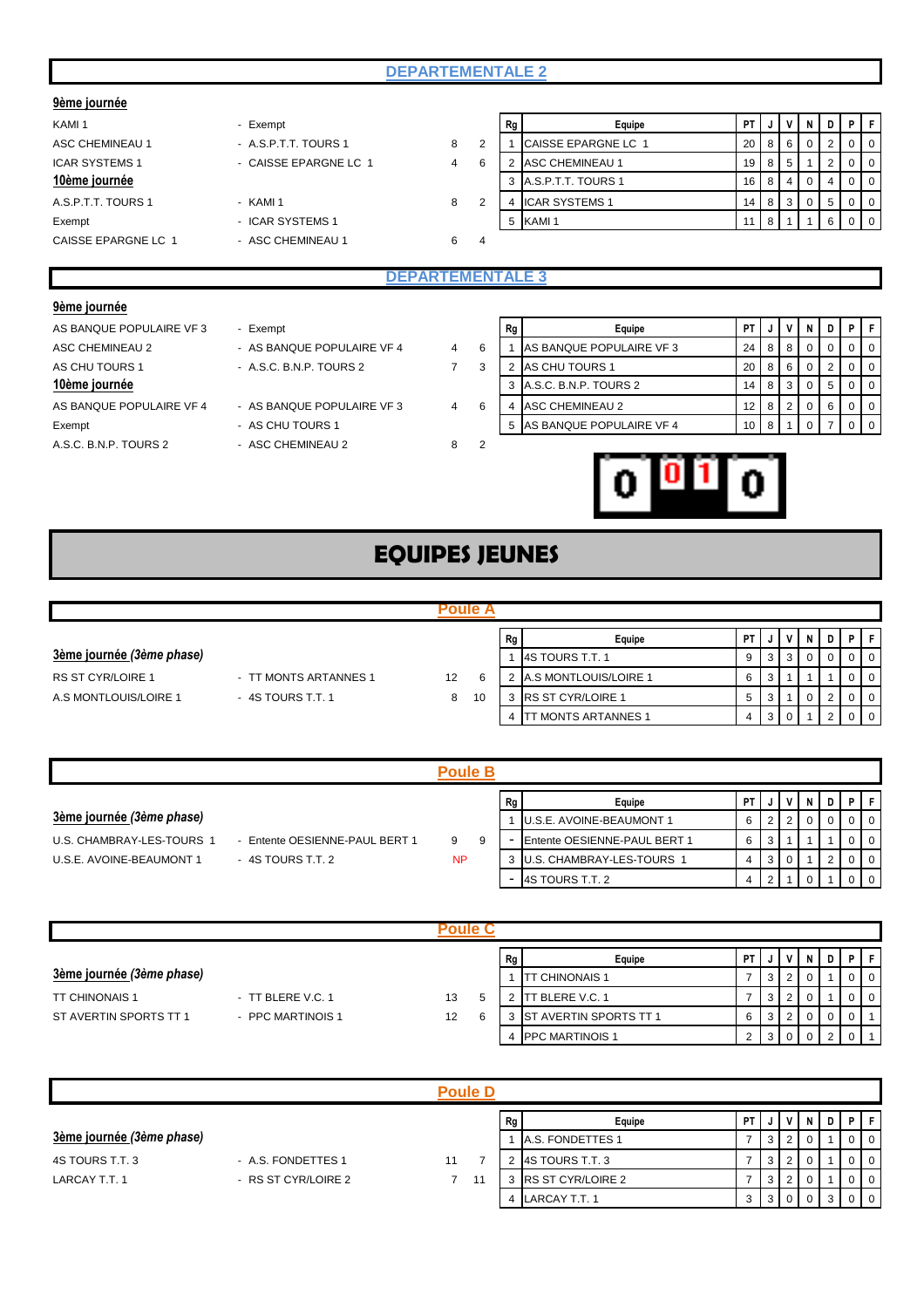## DEPARTEMENTALE 2

**9ème journée**

| | | | |
|---|---|---|---|
| KAMI 1 | - Exempt | | |
| ASC CHEMINEAU 1 | - A.S.P.T.T. TOURS 1 | 8 | 2 |
| ICAR SYSTEMS 1 | - CAISSE EPARGNE LC 1 | 4 | 6 |

**10ème journée**

| | | | |
|---|---|---|---|
| A.S.P.T.T. TOURS 1 | - KAMI 1 | 8 | 2 |
| Exempt | - ICAR SYSTEMS 1 | | |
| CAISSE EPARGNE LC 1 | - ASC CHEMINEAU 1 | 6 | 4 |

| Rg | Equipe | PT | J | V | N | D | P | F |
|---|---|---|---|---|---|---|---|---|
| 1 | CAISSE EPARGNE LC 1 | 20 | 8 | 6 | 0 | 2 | 0 | 0 |
| 2 | ASC CHEMINEAU 1 | 19 | 8 | 5 | 1 | 2 | 0 | 0 |
| 3 | A.S.P.T.T. TOURS 1 | 16 | 8 | 4 | 0 | 4 | 0 | 0 |
| 4 | ICAR SYSTEMS 1 | 14 | 8 | 3 | 0 | 5 | 0 | 0 |
| 5 | KAMI 1 | 11 | 8 | 1 | 1 | 6 | 0 | 0 |

## DEPARTEMENTALE 3

**9ème journée**

| | | | |
|---|---|---|---|
| AS BANQUE POPULAIRE VF 3 | - Exempt | | |
| ASC CHEMINEAU 2 | - AS BANQUE POPULAIRE VF 4 | 4 | 6 |
| AS CHU TOURS 1 | - A.S.C. B.N.P. TOURS 2 | 7 | 3 |

**10ème journée**

| | | | |
|---|---|---|---|
| AS BANQUE POPULAIRE VF 4 | - AS BANQUE POPULAIRE VF 3 | 4 | 6 |
| Exempt | - AS CHU TOURS 1 | | |
| A.S.C. B.N.P. TOURS 2 | - ASC CHEMINEAU 2 | 8 | 2 |

| Rg | Equipe | PT | J | V | N | D | P | F |
|---|---|---|---|---|---|---|---|---|
| 1 | AS BANQUE POPULAIRE VF 3 | 24 | 8 | 8 | 0 | 0 | 0 | 0 |
| 2 | AS CHU TOURS 1 | 20 | 8 | 6 | 0 | 2 | 0 | 0 |
| 3 | A.S.C. B.N.P. TOURS 2 | 14 | 8 | 3 | 0 | 5 | 0 | 0 |
| 4 | ASC CHEMINEAU 2 | 12 | 8 | 2 | 0 | 6 | 0 | 0 |
| 5 | AS BANQUE POPULAIRE VF 4 | 10 | 8 | 1 | 0 | 7 | 0 | 0 |

# EQUIPES JEUNES

## Poule A

***3ème journée (3ème phase)***

| | | | |
|---|---|---|---|
| RS ST CYR/LOIRE 1 | - TT MONTS ARTANNES 1 | 12 | 6 |
| A.S MONTLOUIS/LOIRE 1 | - 4S TOURS T.T. 1 | 8 | 10 |

| Rg | Equipe | PT | J | V | N | D | P | F |
|---|---|---|---|---|---|---|---|---|
| 1 | 4S TOURS T.T. 1 | 9 | 3 | 3 | 0 | 0 | 0 | 0 |
| 2 | A.S MONTLOUIS/LOIRE 1 | 6 | 3 | 1 | 1 | 1 | 0 | 0 |
| 3 | RS ST CYR/LOIRE 1 | 5 | 3 | 1 | 0 | 2 | 0 | 0 |
| 4 | TT MONTS ARTANNES 1 | 4 | 3 | 0 | 1 | 2 | 0 | 0 |

## Poule B

***3ème journée (3ème phase)***

| | | | |
|---|---|---|---|
| U.S.E. CHAMBRAY-LES-TOURS 1 | - Entente OESIENNE-PAUL BERT 1 | 9 | 9 |
| U.S.E. AVOINE-BEAUMONT 1 | - 4S TOURS T.T. 2 | NP | |

| Rg | Equipe | PT | J | V | N | D | P | F |
|---|---|---|---|---|---|---|---|---|
| 1 | U.S.E. AVOINE-BEAUMONT 1 | 6 | 2 | 2 | 0 | 0 | 0 | 0 |
| - | Entente OESIENNE-PAUL BERT 1 | 6 | 3 | 1 | 1 | 1 | 0 | 0 |
| 3 | U.S.E. CHAMBRAY-LES-TOURS 1 | 4 | 3 | 0 | 1 | 2 | 0 | 0 |
| - | 4S TOURS T.T. 2 | 4 | 2 | 1 | 0 | 1 | 0 | 0 |

## Poule C

***3ème journée (3ème phase)***

| | | | |
|---|---|---|---|
| TT CHINONAIS 1 | - TT BLERE V.C. 1 | 13 | 5 |
| ST AVERTIN SPORTS TT 1 | - PPC MARTINOIS 1 | 12 | 6 |

| Rg | Equipe | PT | J | V | N | D | P | F |
|---|---|---|---|---|---|---|---|---|
| 1 | TT CHINONAIS 1 | 7 | 3 | 2 | 0 | 1 | 0 | 0 |
| 2 | TT BLERE V.C. 1 | 7 | 3 | 2 | 0 | 1 | 0 | 0 |
| 3 | ST AVERTIN SPORTS TT 1 | 6 | 3 | 2 | 0 | 0 | 0 | 1 |
| 4 | PPC MARTINOIS 1 | 2 | 3 | 0 | 0 | 2 | 0 | 1 |

## Poule D

***3ème journée (3ème phase)***

| | | | |
|---|---|---|---|
| 4S TOURS T.T. 3 | - A.S. FONDETTES 1 | 11 | 7 |
| LARCAY T.T. 1 | - RS ST CYR/LOIRE 2 | 7 | 11 |

| Rg | Equipe | PT | J | V | N | D | P | F |
|---|---|---|---|---|---|---|---|---|
| 1 | A.S. FONDETTES 1 | 7 | 3 | 2 | 0 | 1 | 0 | 0 |
| 2 | 4S TOURS T.T. 3 | 7 | 3 | 2 | 0 | 1 | 0 | 0 |
| 3 | RS ST CYR/LOIRE 2 | 7 | 3 | 2 | 0 | 1 | 0 | 0 |
| 4 | LARCAY T.T. 1 | 3 | 3 | 0 | 0 | 3 | 0 | 0 |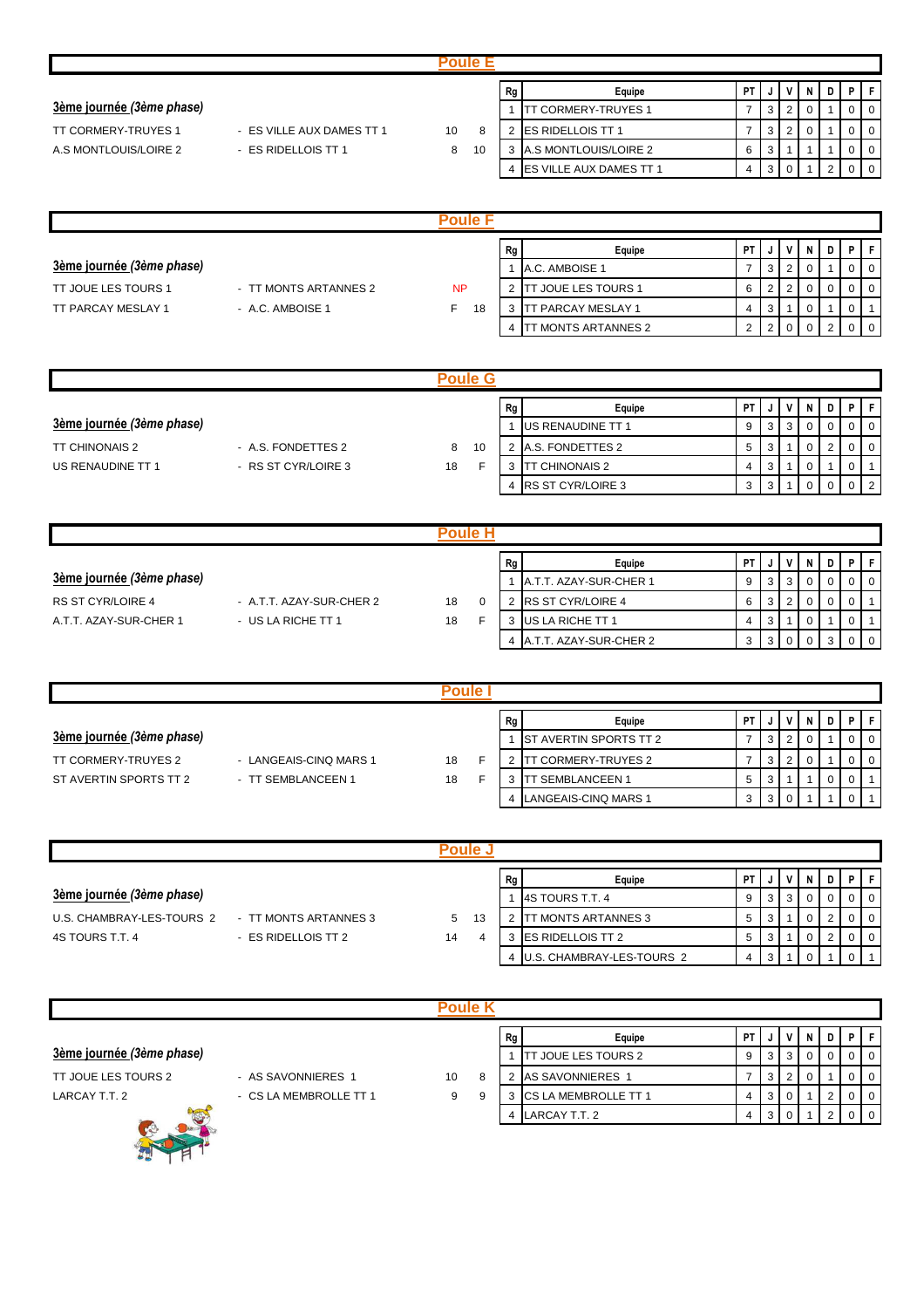## Poule E

***3ème journée (3ème phase)***

| | | | |
|---|---|---|---|
| TT CORMERY-TRUYES 1 | - ES VILLE AUX DAMES TT 1 | 10 | 8 |
| A.S MONTLOUIS/LOIRE 2 | - ES RIDELLOIS TT 1 | 8 | 10 |

| Rg | Equipe | PT | J | V | N | D | P | F |
|---|---|---|---|---|---|---|---|---|
| 1 | TT CORMERY-TRUYES 1 | 7 | 3 | 2 | 0 | 1 | 0 | 0 |
| 2 | ES RIDELLOIS TT 1 | 7 | 3 | 2 | 0 | 1 | 0 | 0 |
| 3 | A.S MONTLOUIS/LOIRE 2 | 6 | 3 | 1 | 1 | 1 | 0 | 0 |
| 4 | ES VILLE AUX DAMES TT 1 | 4 | 3 | 0 | 1 | 2 | 0 | 0 |

## Poule F

***3ème journée (3ème phase)***

| | | | |
|---|---|---|---|
| TT JOUE LES TOURS 1 | - TT MONTS ARTANNES 2 | NP | |
| TT PARCAY MESLAY 1 | - A.C. AMBOISE 1 | F | 18 |

| Rg | Equipe | PT | J | V | N | D | P | F |
|---|---|---|---|---|---|---|---|---|
| 1 | A.C. AMBOISE 1 | 7 | 3 | 2 | 0 | 1 | 0 | 0 |
| 2 | TT JOUE LES TOURS 1 | 6 | 2 | 2 | 0 | 0 | 0 | 0 |
| 3 | TT PARCAY MESLAY 1 | 4 | 3 | 1 | 0 | 1 | 0 | 1 |
| 4 | TT MONTS ARTANNES 2 | 2 | 2 | 0 | 0 | 2 | 0 | 0 |

## Poule G

***3ème journée (3ème phase)***

| | | | |
|---|---|---|---|
| TT CHINONAIS 2 | - A.S. FONDETTES 2 | 8 | 10 |
| US RENAUDINE TT 1 | - RS ST CYR/LOIRE 3 | 18 | F |

| Rg | Equipe | PT | J | V | N | D | P | F |
|---|---|---|---|---|---|---|---|---|
| 1 | US RENAUDINE TT 1 | 9 | 3 | 3 | 0 | 0 | 0 | 0 |
| 2 | A.S. FONDETTES 2 | 5 | 3 | 1 | 0 | 2 | 0 | 0 |
| 3 | TT CHINONAIS 2 | 4 | 3 | 1 | 0 | 1 | 0 | 1 |
| 4 | RS ST CYR/LOIRE 3 | 3 | 3 | 1 | 0 | 0 | 0 | 2 |

## Poule H

***3ème journée (3ème phase)***

| | | | |
|---|---|---|---|
| RS ST CYR/LOIRE 4 | - A.T.T. AZAY-SUR-CHER 2 | 18 | 0 |
| A.T.T. AZAY-SUR-CHER 1 | - US LA RICHE TT 1 | 18 | F |

| Rg | Equipe | PT | J | V | N | D | P | F |
|---|---|---|---|---|---|---|---|---|
| 1 | A.T.T. AZAY-SUR-CHER 1 | 9 | 3 | 3 | 0 | 0 | 0 | 0 |
| 2 | RS ST CYR/LOIRE 4 | 6 | 3 | 2 | 0 | 0 | 0 | 1 |
| 3 | US LA RICHE TT 1 | 4 | 3 | 1 | 0 | 1 | 0 | 1 |
| 4 | A.T.T. AZAY-SUR-CHER 2 | 3 | 3 | 0 | 0 | 3 | 0 | 0 |

## Poule I

***3ème journée (3ème phase)***

| | | | |
|---|---|---|---|
| TT CORMERY-TRUYES 2 | - LANGEAIS-CINQ MARS 1 | 18 | F |
| ST AVERTIN SPORTS TT 2 | - TT SEMBLANCEEN 1 | 18 | F |

| Rg | Equipe | PT | J | V | N | D | P | F |
|---|---|---|---|---|---|---|---|---|
| 1 | ST AVERTIN SPORTS TT 2 | 7 | 3 | 2 | 0 | 1 | 0 | 0 |
| 2 | TT CORMERY-TRUYES 2 | 7 | 3 | 2 | 0 | 1 | 0 | 0 |
| 3 | TT SEMBLANCEEN 1 | 5 | 3 | 1 | 1 | 0 | 0 | 1 |
| 4 | LANGEAIS-CINQ MARS 1 | 3 | 3 | 0 | 1 | 1 | 0 | 1 |

## Poule J

***3ème journée (3ème phase)***

| | | | |
|---|---|---|---|
| U.S. CHAMBRAY-LES-TOURS 2 | - TT MONTS ARTANNES 3 | 5 | 13 |
| 4S TOURS T.T. 4 | - ES RIDELLOIS TT 2 | 14 | 4 |

| Rg | Equipe | PT | J | V | N | D | P | F |
|---|---|---|---|---|---|---|---|---|
| 1 | 4S TOURS T.T. 4 | 9 | 3 | 3 | 0 | 0 | 0 | 0 |
| 2 | TT MONTS ARTANNES 3 | 5 | 3 | 1 | 0 | 2 | 0 | 0 |
| 3 | ES RIDELLOIS TT 2 | 5 | 3 | 1 | 0 | 2 | 0 | 0 |
| 4 | U.S. CHAMBRAY-LES-TOURS 2 | 4 | 3 | 1 | 0 | 1 | 0 | 1 |

## Poule K

***3ème journée (3ème phase)***

| | | | |
|---|---|---|---|
| TT JOUE LES TOURS 2 | - AS SAVONNIERES 1 | 10 | 8 |
| LARCAY T.T. 2 | - CS LA MEMBROLLE TT 1 | 9 | 9 |

| Rg | Equipe | PT | J | V | N | D | P | F |
|---|---|---|---|---|---|---|---|---|
| 1 | TT JOUE LES TOURS 2 | 9 | 3 | 3 | 0 | 0 | 0 | 0 |
| 2 | AS SAVONNIERES 1 | 7 | 3 | 2 | 0 | 1 | 0 | 0 |
| 3 | CS LA MEMBROLLE TT 1 | 4 | 3 | 0 | 1 | 2 | 0 | 0 |
| 4 | LARCAY T.T. 2 | 4 | 3 | 0 | 1 | 2 | 0 | 0 |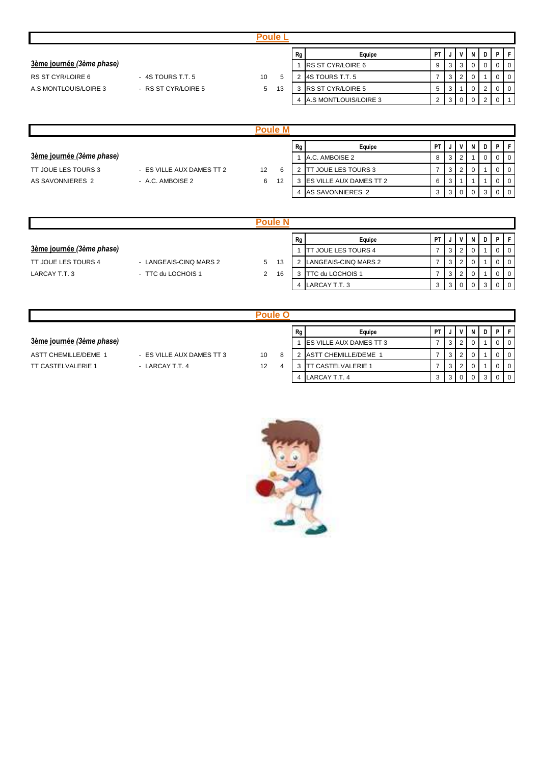## Poule L

**3ème journée** ***(3ème phase)***

| Equipe 1 | Equipe 2 | Score 1 | Score 2 |
|---|---|---|---|
| RS ST CYR/LOIRE 6 | - 4S TOURS T.T. 5 | 10 | 5 |
| A.S MONTLOUIS/LOIRE 3 | - RS ST CYR/LOIRE 5 | 5 | 13 |

| Rg | Equipe | PT | J | V | N | D | P | F |
|---|---|---|---|---|---|---|---|---|
| 1 | RS ST CYR/LOIRE 6 | 9 | 3 | 3 | 0 | 0 | 0 | 0 |
| 2 | 4S TOURS T.T. 5 | 7 | 3 | 2 | 0 | 1 | 0 | 0 |
| 3 | RS ST CYR/LOIRE 5 | 5 | 3 | 1 | 0 | 2 | 0 | 0 |
| 4 | A.S MONTLOUIS/LOIRE 3 | 2 | 3 | 0 | 0 | 2 | 0 | 1 |

## Poule M

**3ème journée** ***(3ème phase)***

| Equipe 1 | Equipe 2 | Score 1 | Score 2 |
|---|---|---|---|
| TT JOUE LES TOURS 3 | - ES VILLE AUX DAMES TT 2 | 12 | 6 |
| AS SAVONNIERES 2 | - A.C. AMBOISE 2 | 6 | 12 |

| Rg | Equipe | PT | J | V | N | D | P | F |
|---|---|---|---|---|---|---|---|---|
| 1 | A.C. AMBOISE 2 | 8 | 3 | 2 | 1 | 0 | 0 | 0 |
| 2 | TT JOUE LES TOURS 3 | 7 | 3 | 2 | 0 | 1 | 0 | 0 |
| 3 | ES VILLE AUX DAMES TT 2 | 6 | 3 | 1 | 1 | 1 | 0 | 0 |
| 4 | AS SAVONNIERES 2 | 3 | 3 | 0 | 0 | 3 | 0 | 0 |

## Poule N

**3ème journée** ***(3ème phase)***

| Equipe 1 | Equipe 2 | Score 1 | Score 2 |
|---|---|---|---|
| TT JOUE LES TOURS 4 | - LANGEAIS-CINQ MARS 2 | 5 | 13 |
| LARCAY T.T. 3 | - TTC du LOCHOIS 1 | 2 | 16 |

| Rg | Equipe | PT | J | V | N | D | P | F |
|---|---|---|---|---|---|---|---|---|
| 1 | TT JOUE LES TOURS 4 | 7 | 3 | 2 | 0 | 1 | 0 | 0 |
| 2 | LANGEAIS-CINQ MARS 2 | 7 | 3 | 2 | 0 | 1 | 0 | 0 |
| 3 | TTC du LOCHOIS 1 | 7 | 3 | 2 | 0 | 1 | 0 | 0 |
| 4 | LARCAY T.T. 3 | 3 | 3 | 0 | 0 | 3 | 0 | 0 |

## Poule O

**3ème journée** ***(3ème phase)***

| Equipe 1 | Equipe 2 | Score 1 | Score 2 |
|---|---|---|---|
| ASTT CHEMILLE/DEME 1 | - ES VILLE AUX DAMES TT 3 | 10 | 8 |
| TT CASTELVALERIE 1 | - LARCAY T.T. 4 | 12 | 4 |

| Rg | Equipe | PT | J | V | N | D | P | F |
|---|---|---|---|---|---|---|---|---|
| 1 | ES VILLE AUX DAMES TT 3 | 7 | 3 | 2 | 0 | 1 | 0 | 0 |
| 2 | ASTT CHEMILLE/DEME 1 | 7 | 3 | 2 | 0 | 1 | 0 | 0 |
| 3 | TT CASTELVALERIE 1 | 7 | 3 | 2 | 0 | 1 | 0 | 0 |
| 4 | LARCAY T.T. 4 | 3 | 3 | 0 | 0 | 3 | 0 | 0 |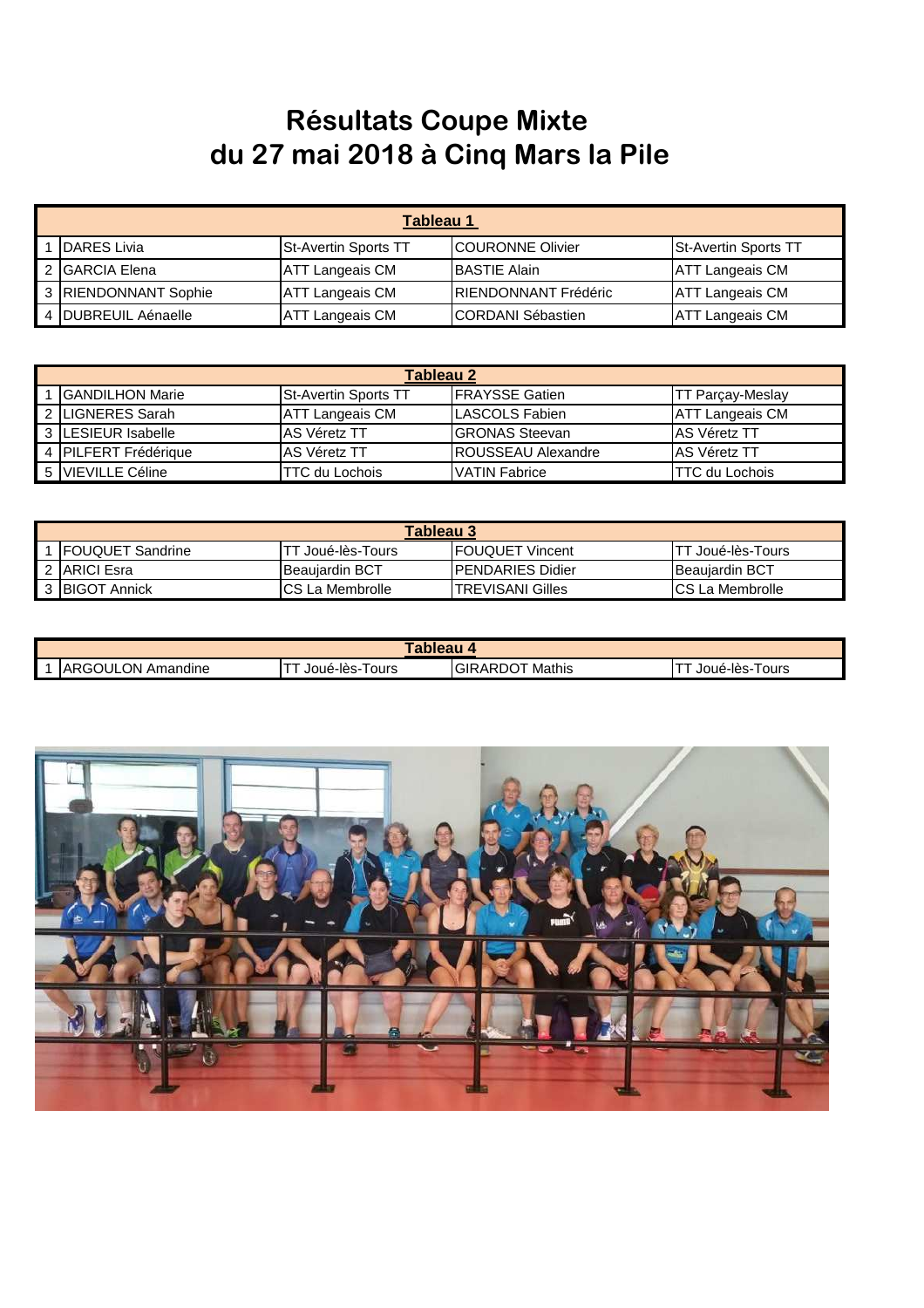# Résultats Coupe Mixte du 27 mai 2018 à Cinq Mars la Pile

| Tableau 1 | | | | |
|---|---|---|---|---|
| 1 | DARES Livia | St-Avertin Sports TT | COURONNE Olivier | St-Avertin Sports TT |
| 2 | GARCIA Elena | ATT Langeais CM | BASTIE Alain | ATT Langeais CM |
| 3 | RIENDONNANT Sophie | ATT Langeais CM | RIENDONNANT Frédéric | ATT Langeais CM |
| 4 | DUBREUIL Aénaelle | ATT Langeais CM | CORDANI Sébastien | ATT Langeais CM |

| Tableau 2 | | | | |
|---|---|---|---|---|
| 1 | GANDILHON Marie | St-Avertin Sports TT | FRAYSSE Gatien | TT Parçay-Meslay |
| 2 | LIGNERES Sarah | ATT Langeais CM | LASCOLS Fabien | ATT Langeais CM |
| 3 | LESIEUR Isabelle | AS Véretz TT | GRONAS Steevan | AS Véretz TT |
| 4 | PILFERT Frédérique | AS Véretz TT | ROUSSEAU Alexandre | AS Véretz TT |
| 5 | VIEVILLE Céline | TTC du Lochois | VATIN Fabrice | TTC du Lochois |

| Tableau 3 | | | | |
|---|---|---|---|---|
| 1 | FOUQUET Sandrine | TT Joué-lès-Tours | FOUQUET Vincent | TT Joué-lès-Tours |
| 2 | ARICI Esra | Beaujardin BCT | PENDARIES Didier | Beaujardin BCT |
| 3 | BIGOT Annick | CS La Membrolle | TREVISANI Gilles | CS La Membrolle |

| Tableau 4 | | | | |
|---|---|---|---|---|
| 1 | ARGOULON Amandine | TT Joué-lès-Tours | GIRARDOT Mathis | TT Joué-lès-Tours |